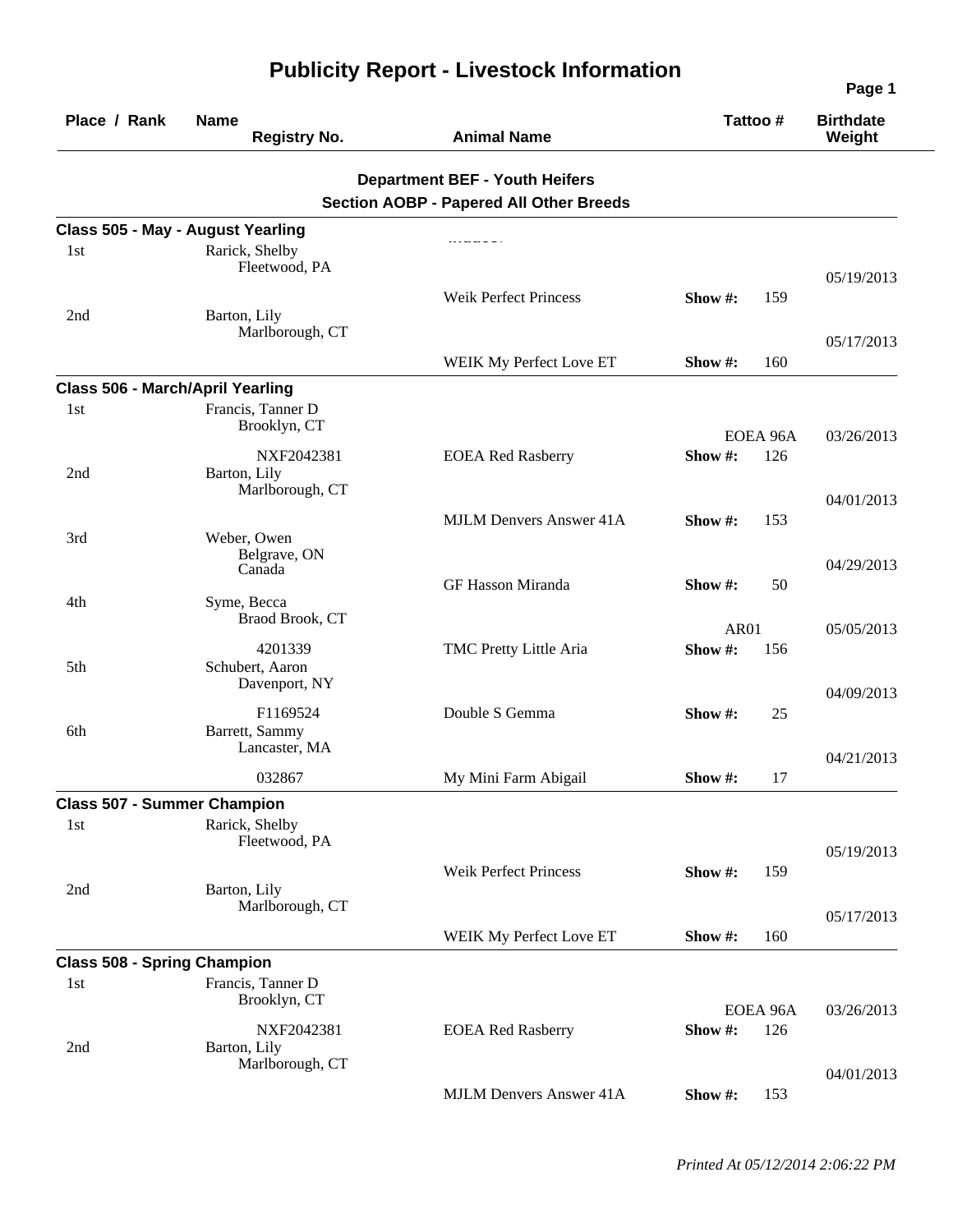# Publicity Report - Livestock Information

| Place / Rank | Name / Registry No. | Animal Name | Tattoo # | Birthdate / Weight |
|---|---|---|---|---|

## Department BEF - Youth Heifers

### Section AOBP - Papered All Other Breeds

**Class 505 - May - August Yearling**

| Place / Rank | Name / Registry No. | Animal Name | Tattoo # | Birthdate / Weight |
|---|---|---|---|---|
| 1st | Rarick, Shelby<br>Fleetwood, PA | Weik Perfect Princess | Show #: 159 | 05/19/2013 |
| 2nd | Barton, Lily<br>Marlborough, CT | WEIK My Perfect Love ET | Show #: 160 | 05/17/2013 |

**Class 506 - March/April Yearling**

| Place / Rank | Name / Registry No. | Animal Name | Tattoo # | Birthdate / Weight |
|---|---|---|---|---|
| 1st | Francis, Tanner D<br>Brooklyn, CT<br>NXF2042381 | EOEA Red Rasberry | EOEA 96A<br>Show #: 126 | 03/26/2013 |
| 2nd | Barton, Lily<br>Marlborough, CT | MJLM Denvers Answer 41A | Show #: 153 | 04/01/2013 |
| 3rd | Weber, Owen<br>Belgrave, ON<br>Canada | GF Hasson Miranda | Show #: 50 | 04/29/2013 |
| 4th | Syme, Becca<br>Braod Brook, CT<br>4201339 | TMC Pretty Little Aria | AR01<br>Show #: 156 | 05/05/2013 |
| 5th | Schubert, Aaron<br>Davenport, NY<br>F1169524 | Double S Gemma | Show #: 25 | 04/09/2013 |
| 6th | Barrett, Sammy<br>Lancaster, MA<br>032867 | My Mini Farm Abigail | Show #: 17 | 04/21/2013 |

**Class 507 - Summer Champion**

| Place / Rank | Name / Registry No. | Animal Name | Tattoo # | Birthdate / Weight |
|---|---|---|---|---|
| 1st | Rarick, Shelby<br>Fleetwood, PA | Weik Perfect Princess | Show #: 159 | 05/19/2013 |
| 2nd | Barton, Lily<br>Marlborough, CT | WEIK My Perfect Love ET | Show #: 160 | 05/17/2013 |

**Class 508 - Spring Champion**

| Place / Rank | Name / Registry No. | Animal Name | Tattoo # | Birthdate / Weight |
|---|---|---|---|---|
| 1st | Francis, Tanner D<br>Brooklyn, CT<br>NXF2042381 | EOEA Red Rasberry | EOEA 96A<br>Show #: 126 | 03/26/2013 |
| 2nd | Barton, Lily<br>Marlborough, CT | MJLM Denvers Answer 41A | Show #: 153 | 04/01/2013 |

*Printed At 05/12/2014 2:06:22 PM*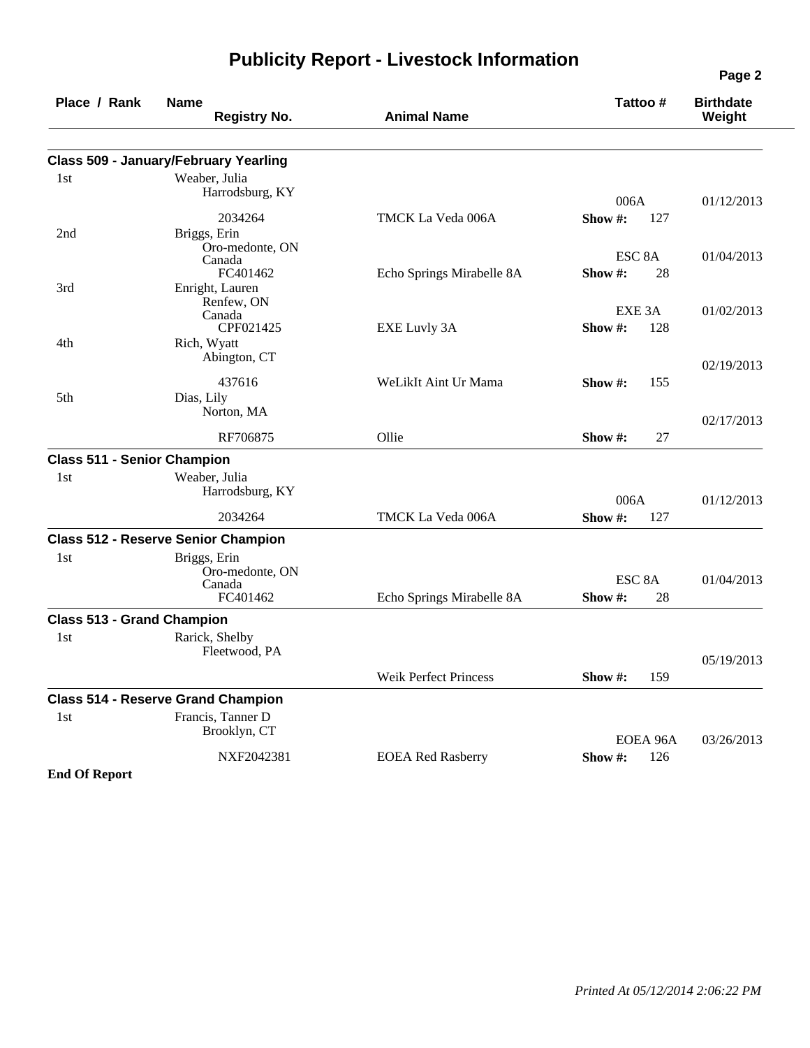# Publicity Report - Livestock Information

| Place / Rank | Name / Registry No. | Animal Name | Tattoo # | Birthdate / Weight |
|---|---|---|---|---|

**Class 509 - January/February Yearling**

| Place / Rank | Name / Registry No. | Animal Name | Tattoo # | Birthdate / Weight |
|---|---|---|---|---|
| 1st | Weaber, Julia<br>Harrodsburg, KY<br>2034264 | TMCK La Veda 006A | 006A<br>Show #: 127 | 01/12/2013 |
| 2nd | Briggs, Erin<br>Oro-medonte, ON<br>Canada<br>FC401462 | Echo Springs Mirabelle 8A | ESC 8A<br>Show #: 28 | 01/04/2013 |
| 3rd | Enright, Lauren<br>Renfew, ON<br>Canada<br>CPF021425 | EXE Luvly 3A | EXE 3A<br>Show #: 128 | 01/02/2013 |
| 4th | Rich, Wyatt<br>Abington, CT<br>437616 | WeLikIt Aint Ur Mama | Show #: 155 | 02/19/2013 |
| 5th | Dias, Lily<br>Norton, MA<br>RF706875 | Ollie | Show #: 27 | 02/17/2013 |

**Class 511 - Senior Champion**

| Place / Rank | Name / Registry No. | Animal Name | Tattoo # | Birthdate / Weight |
|---|---|---|---|---|
| 1st | Weaber, Julia<br>Harrodsburg, KY<br>2034264 | TMCK La Veda 006A | 006A<br>Show #: 127 | 01/12/2013 |

**Class 512 - Reserve Senior Champion**

| Place / Rank | Name / Registry No. | Animal Name | Tattoo # | Birthdate / Weight |
|---|---|---|---|---|
| 1st | Briggs, Erin<br>Oro-medonte, ON<br>Canada<br>FC401462 | Echo Springs Mirabelle 8A | ESC 8A<br>Show #: 28 | 01/04/2013 |

**Class 513 - Grand Champion**

| Place / Rank | Name / Registry No. | Animal Name | Tattoo # | Birthdate / Weight |
|---|---|---|---|---|
| 1st | Rarick, Shelby<br>Fleetwood, PA | Weik Perfect Princess | Show #: 159 | 05/19/2013 |

**Class 514 - Reserve Grand Champion**

| Place / Rank | Name / Registry No. | Animal Name | Tattoo # | Birthdate / Weight |
|---|---|---|---|---|
| 1st | Francis, Tanner D<br>Brooklyn, CT<br>NXF2042381 | EOEA Red Rasberry | EOEA 96A<br>Show #: 126 | 03/26/2013 |

**End Of Report**

*Printed At 05/12/2014 2:06:22 PM*